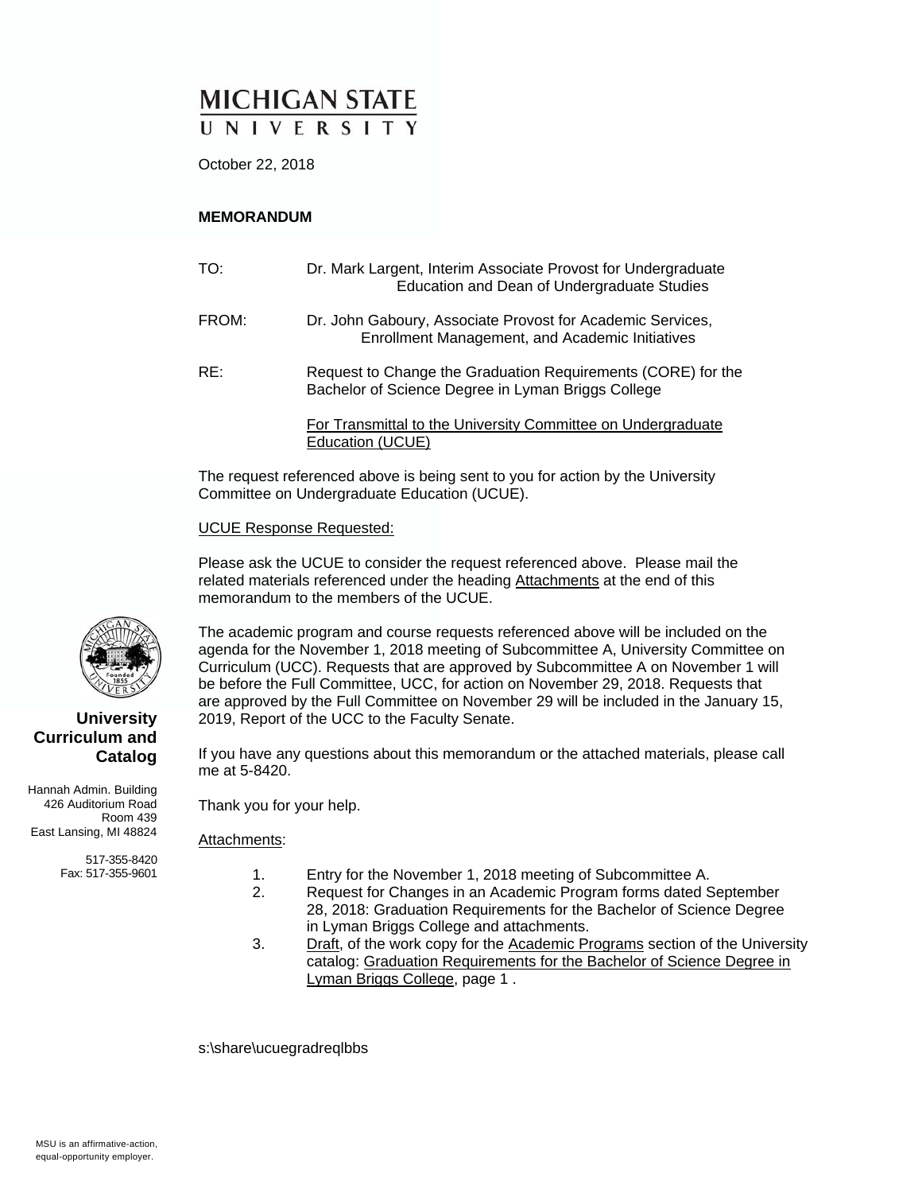# MICHIGAN STATE UNIVERSITY

October 22, 2018

**MEMORANDUM**

TO: Dr. Mark Largent, Interim Associate Provost for Undergraduate Education and Dean of Undergraduate Studies

FROM: Dr. John Gaboury, Associate Provost for Academic Services, Enrollment Management, and Academic Initiatives

RE: Request to Change the Graduation Requirements (CORE) for the Bachelor of Science Degree in Lyman Briggs College

For Transmittal to the University Committee on Undergraduate Education (UCUE)

The request referenced above is being sent to you for action by the University Committee on Undergraduate Education (UCUE).

UCUE Response Requested:

Please ask the UCUE to consider the request referenced above. Please mail the related materials referenced under the heading Attachments at the end of this memorandum to the members of the UCUE.

The academic program and course requests referenced above will be included on the agenda for the November 1, 2018 meeting of Subcommittee A, University Committee on Curriculum (UCC). Requests that are approved by Subcommittee A on November 1 will be before the Full Committee, UCC, for action on November 29, 2018. Requests that are approved by the Full Committee on November 29 will be included in the January 15, 2019, Report of the UCC to the Faculty Senate.

If you have any questions about this memorandum or the attached materials, please call me at 5-8420.

Thank you for your help.

Attachments:

1. Entry for the November 1, 2018 meeting of Subcommittee A.
2. Request for Changes in an Academic Program forms dated September 28, 2018: Graduation Requirements for the Bachelor of Science Degree in Lyman Briggs College and attachments.
3. Draft, of the work copy for the Academic Programs section of the University catalog: Graduation Requirements for the Bachelor of Science Degree in Lyman Briggs College, page 1 .

s:\share\ucuegradreqlbbs

**University Curriculum and Catalog**

Hannah Admin. Building
426 Auditorium Road
Room 439
East Lansing, MI 48824

517-355-8420
Fax: 517-355-9601

MSU is an affirmative-action, equal-opportunity employer.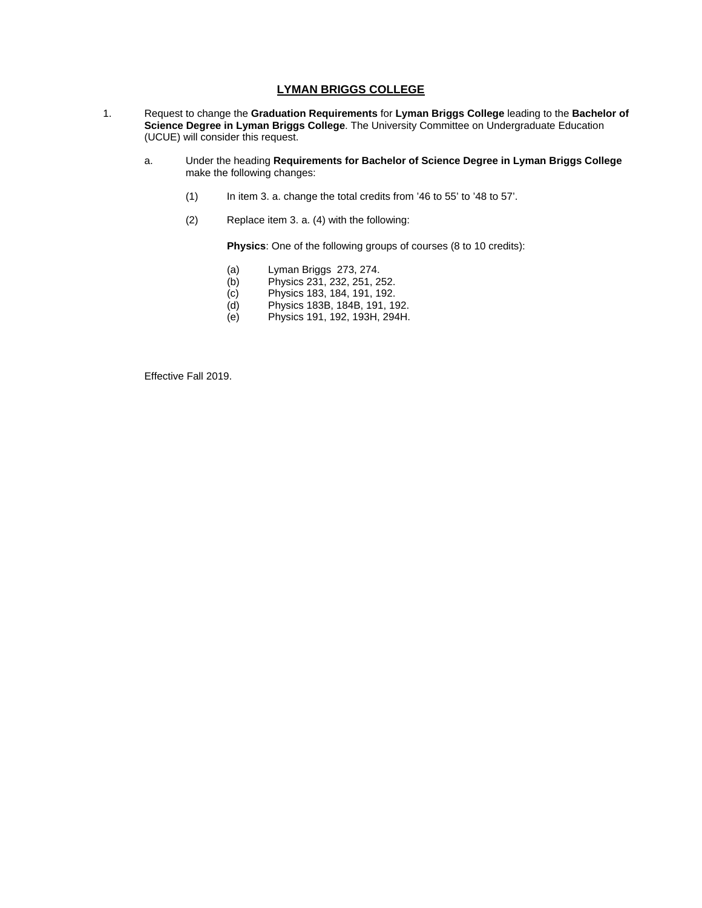## LYMAN BRIGGS COLLEGE

1. Request to change the **Graduation Requirements** for **Lyman Briggs College** leading to the **Bachelor of Science Degree in Lyman Briggs College**. The University Committee on Undergraduate Education (UCUE) will consider this request.

   a. Under the heading **Requirements for Bachelor of Science Degree in Lyman Briggs College** make the following changes:

      (1) In item 3. a. change the total credits from '46 to 55' to '48 to 57'.

      (2) Replace item 3. a. (4) with the following:

      **Physics**: One of the following groups of courses (8 to 10 credits):

      (a) Lyman Briggs 273, 274.
      (b) Physics 231, 232, 251, 252.
      (c) Physics 183, 184, 191, 192.
      (d) Physics 183B, 184B, 191, 192.
      (e) Physics 191, 192, 193H, 294H.

Effective Fall 2019.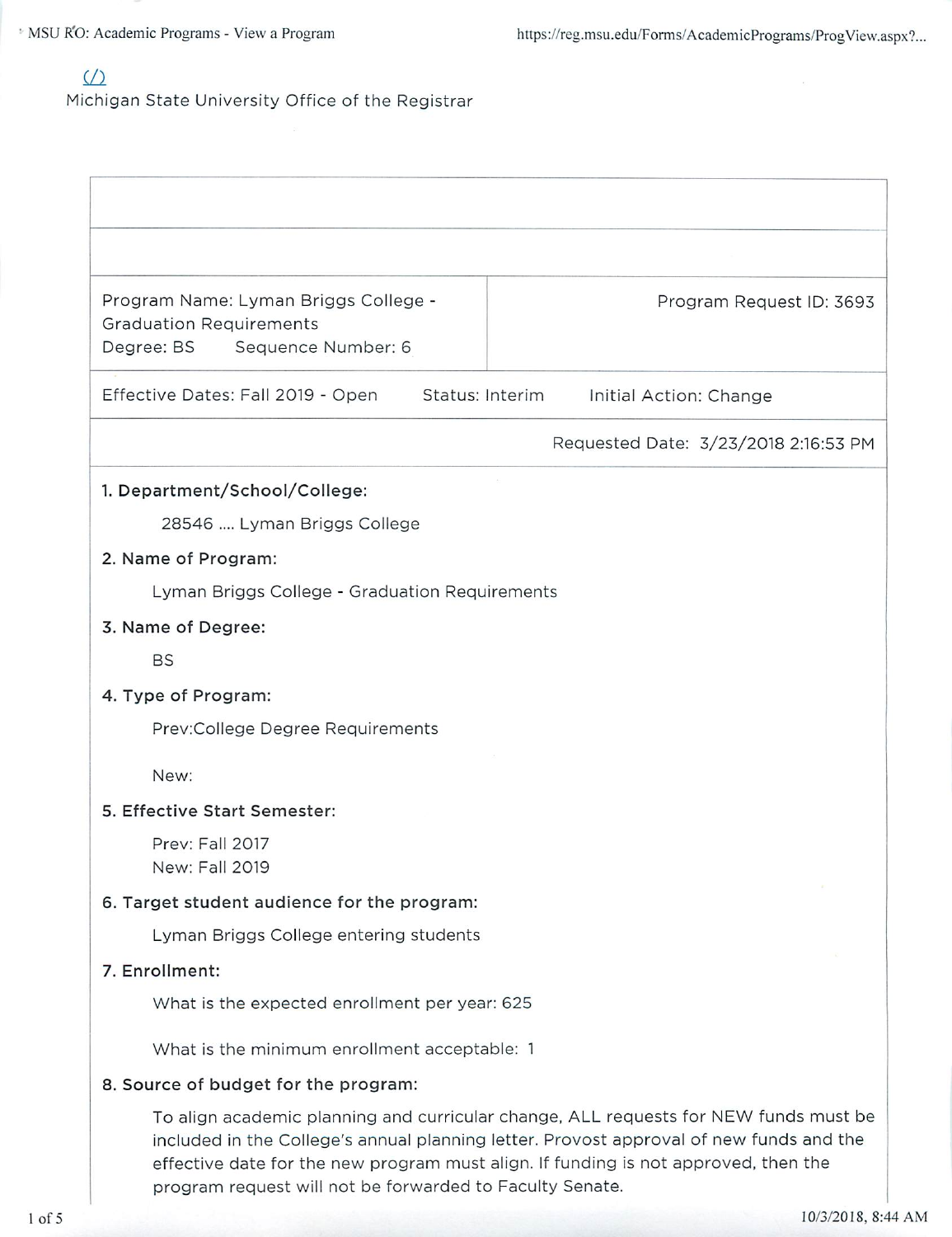(/)

Michigan State University Office of the Registrar

| Program Name: Lyman Briggs College - Graduation Requirements<br>Degree: BS Sequence Number: 6 | Program Request ID: 3693 |
|---|---|
| Effective Dates: Fall 2019 - Open Status: Interim Initial Action: Change | |
| | Requested Date: 3/23/2018 2:16:53 PM |

**1. Department/School/College:**

28546 .... Lyman Briggs College

**2. Name of Program:**

Lyman Briggs College - Graduation Requirements

**3. Name of Degree:**

BS

**4. Type of Program:**

Prev:College Degree Requirements

New:

**5. Effective Start Semester:**

Prev: Fall 2017
New: Fall 2019

**6. Target student audience for the program:**

Lyman Briggs College entering students

**7. Enrollment:**

What is the expected enrollment per year: 625

What is the minimum enrollment acceptable: 1

**8. Source of budget for the program:**

To align academic planning and curricular change, ALL requests for NEW funds must be included in the College's annual planning letter. Provost approval of new funds and the effective date for the new program must align. If funding is not approved, then the program request will not be forwarded to Faculty Senate.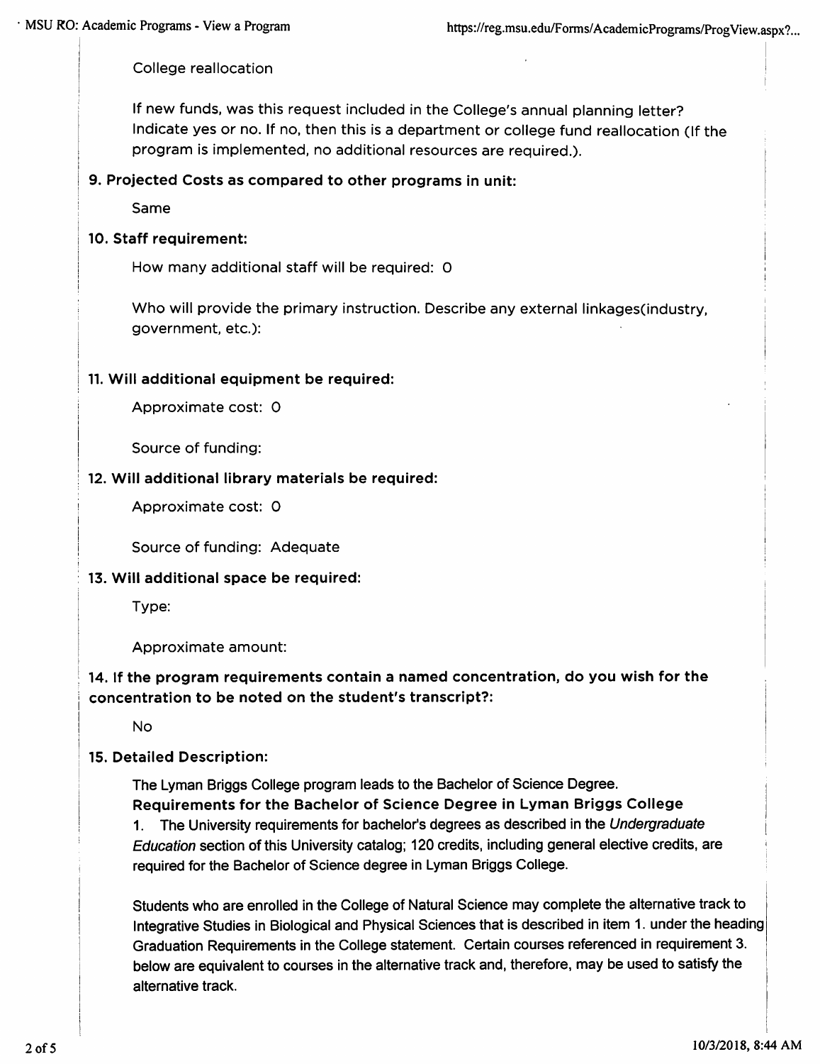College reallocation

If new funds, was this request included in the College's annual planning letter? Indicate yes or no. If no, then this is a department or college fund reallocation (If the program is implemented, no additional resources are required.).

### 9. Projected Costs as compared to other programs in unit:

Same

### 10. Staff requirement:

How many additional staff will be required: 0

Who will provide the primary instruction. Describe any external linkages(industry, government, etc.):

### 11. Will additional equipment be required:

Approximate cost: 0

Source of funding:

### 12. Will additional library materials be required:

Approximate cost: 0

Source of funding: Adequate

### 13. Will additional space be required:

Type:

Approximate amount:

### 14. If the program requirements contain a named concentration, do you wish for the concentration to be noted on the student's transcript?:

No

### 15. Detailed Description:

The Lyman Briggs College program leads to the Bachelor of Science Degree.

**Requirements for the Bachelor of Science Degree in Lyman Briggs College**

1. The University requirements for bachelor's degrees as described in the *Undergraduate Education* section of this University catalog; 120 credits, including general elective credits, are required for the Bachelor of Science degree in Lyman Briggs College.

Students who are enrolled in the College of Natural Science may complete the alternative track to Integrative Studies in Biological and Physical Sciences that is described in item 1. under the heading Graduation Requirements in the College statement. Certain courses referenced in requirement 3. below are equivalent to courses in the alternative track and, therefore, may be used to satisfy the alternative track.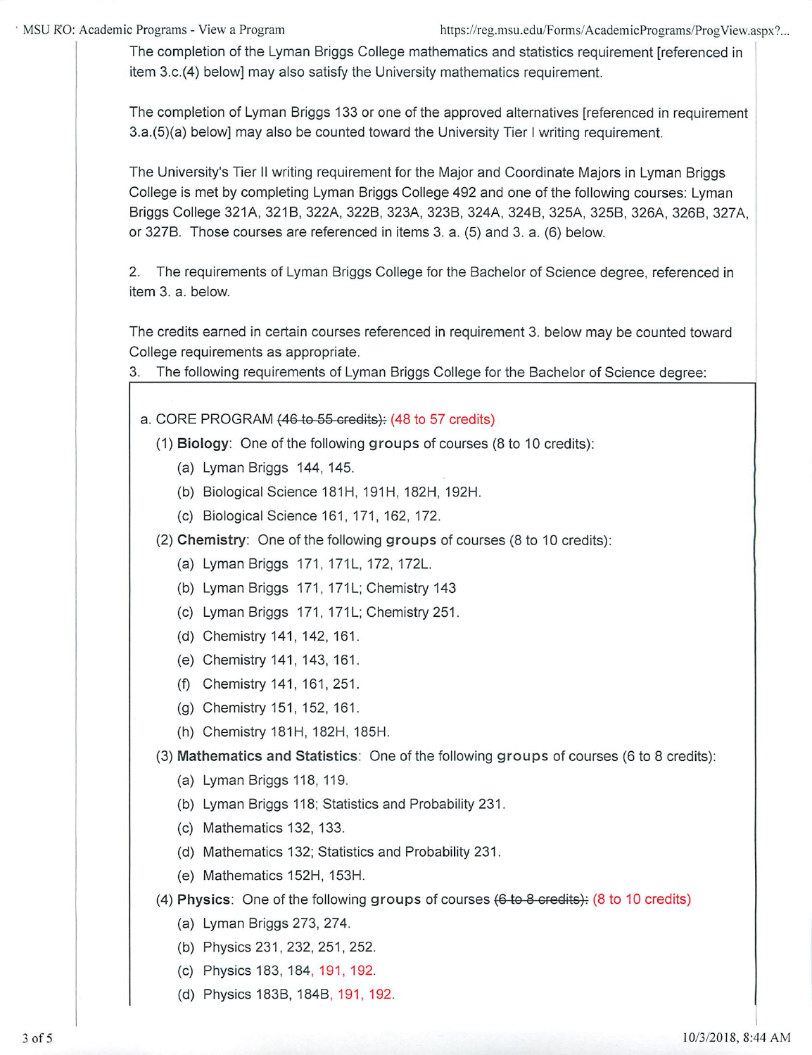The completion of the Lyman Briggs College mathematics and statistics requirement [referenced in item 3.c.(4) below] may also satisfy the University mathematics requirement.

The completion of Lyman Briggs 133 or one of the approved alternatives [referenced in requirement 3.a.(5)(a) below] may also be counted toward the University Tier I writing requirement.

The University's Tier II writing requirement for the Major and Coordinate Majors in Lyman Briggs College is met by completing Lyman Briggs College 492 and one of the following courses: Lyman Briggs College 321A, 321B, 322A, 322B, 323A, 323B, 324A, 324B, 325A, 325B, 326A, 326B, 327A, or 327B. Those courses are referenced in items 3. a. (5) and 3. a. (6) below.

2. The requirements of Lyman Briggs College for the Bachelor of Science degree, referenced in item 3. a. below.

The credits earned in certain courses referenced in requirement 3. below may be counted toward College requirements as appropriate.

3. The following requirements of Lyman Briggs College for the Bachelor of Science degree:

a. CORE PROGRAM ~~(46 to 55 credits):~~ (48 to 57 credits)

- (1) **Biology**: One of the following groups of courses (8 to 10 credits):
  - (a) Lyman Briggs 144, 145.
  - (b) Biological Science 181H, 191H, 182H, 192H.
  - (c) Biological Science 161, 171, 162, 172.
- (2) **Chemistry**: One of the following groups of courses (8 to 10 credits):
  - (a) Lyman Briggs 171, 171L, 172, 172L.
  - (b) Lyman Briggs 171, 171L; Chemistry 143
  - (c) Lyman Briggs 171, 171L; Chemistry 251.
  - (d) Chemistry 141, 142, 161.
  - (e) Chemistry 141, 143, 161.
  - (f) Chemistry 141, 161, 251.
  - (g) Chemistry 151, 152, 161.
  - (h) Chemistry 181H, 182H, 185H.
- (3) **Mathematics and Statistics**: One of the following groups of courses (6 to 8 credits):
  - (a) Lyman Briggs 118, 119.
  - (b) Lyman Briggs 118; Statistics and Probability 231.
  - (c) Mathematics 132, 133.
  - (d) Mathematics 132; Statistics and Probability 231.
  - (e) Mathematics 152H, 153H.
- (4) **Physics**: One of the following groups of courses ~~(6 to 8 credits):~~ (8 to 10 credits)
  - (a) Lyman Briggs 273, 274.
  - (b) Physics 231, 232, 251, 252.
  - (c) Physics 183, 184, 191, 192.
  - (d) Physics 183B, 184B, 191, 192.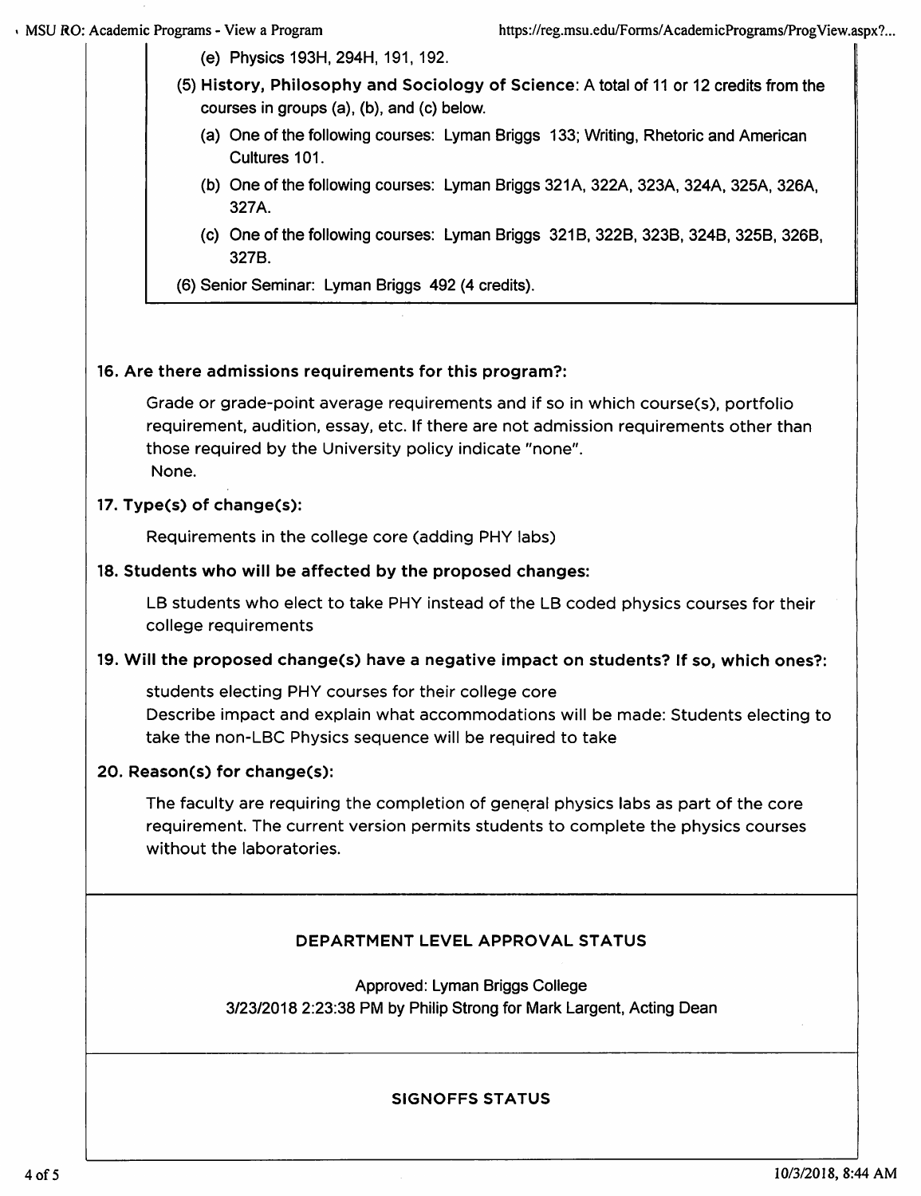(e) Physics 193H, 294H, 191, 192.

(5) **History, Philosophy and Sociology of Science**: A total of 11 or 12 credits from the courses in groups (a), (b), and (c) below.

(a) One of the following courses: Lyman Briggs 133; Writing, Rhetoric and American Cultures 101.

(b) One of the following courses: Lyman Briggs 321A, 322A, 323A, 324A, 325A, 326A, 327A.

(c) One of the following courses: Lyman Briggs 321B, 322B, 323B, 324B, 325B, 326B, 327B.

(6) Senior Seminar: Lyman Briggs 492 (4 credits).

**16. Are there admissions requirements for this program?:**

Grade or grade-point average requirements and if so in which course(s), portfolio requirement, audition, essay, etc. If there are not admission requirements other than those required by the University policy indicate "none".
None.

**17. Type(s) of change(s):**

Requirements in the college core (adding PHY labs)

**18. Students who will be affected by the proposed changes:**

LB students who elect to take PHY instead of the LB coded physics courses for their college requirements

**19. Will the proposed change(s) have a negative impact on students? If so, which ones?:**

students electing PHY courses for their college core
Describe impact and explain what accommodations will be made: Students electing to take the non-LBC Physics sequence will be required to take

**20. Reason(s) for change(s):**

The faculty are requiring the completion of general physics labs as part of the core requirement. The current version permits students to complete the physics courses without the laboratories.

**DEPARTMENT LEVEL APPROVAL STATUS**

Approved: Lyman Briggs College
3/23/2018 2:23:38 PM by Philip Strong for Mark Largent, Acting Dean

**SIGNOFFS STATUS**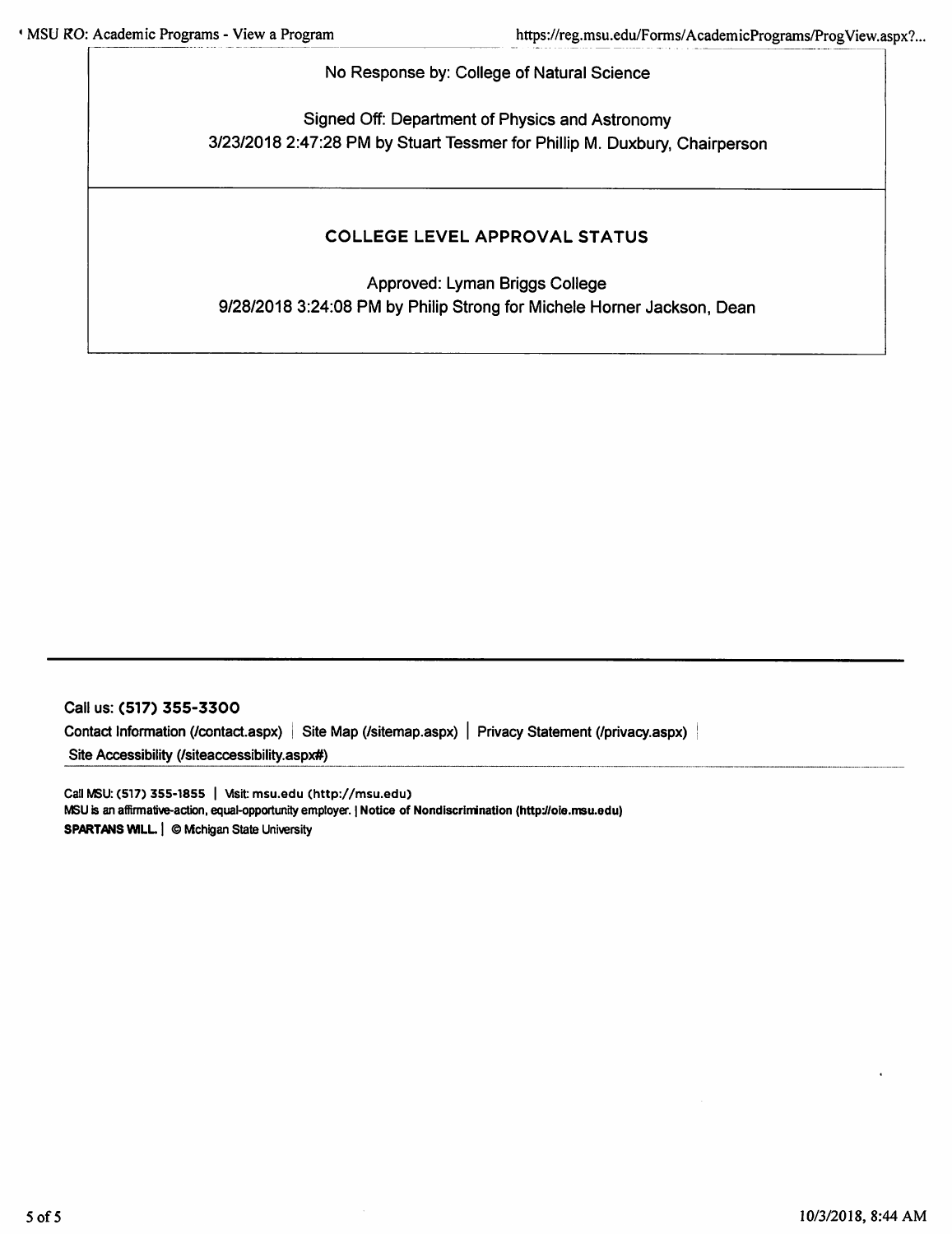No Response by: College of Natural Science

Signed Off: Department of Physics and Astronomy
3/23/2018 2:47:28 PM by Stuart Tessmer for Phillip M. Duxbury, Chairperson

### COLLEGE LEVEL APPROVAL STATUS

Approved: Lyman Briggs College
9/28/2018 3:24:08 PM by Philip Strong for Michele Horner Jackson, Dean

---

Call us: **(517) 355-3300**

Contact Information (/contact.aspx) | Site Map (/sitemap.aspx) | Privacy Statement (/privacy.aspx) | Site Accessibility (/siteaccessibility.aspx#)

Call MSU: (517) 355-1855 | Visit: msu.edu (http://msu.edu)
MSU is an affirmative-action, equal-opportunity employer. | **Notice of Nondiscrimination (http://oie.msu.edu)**
**SPARTANS WILL.** | © Michigan State University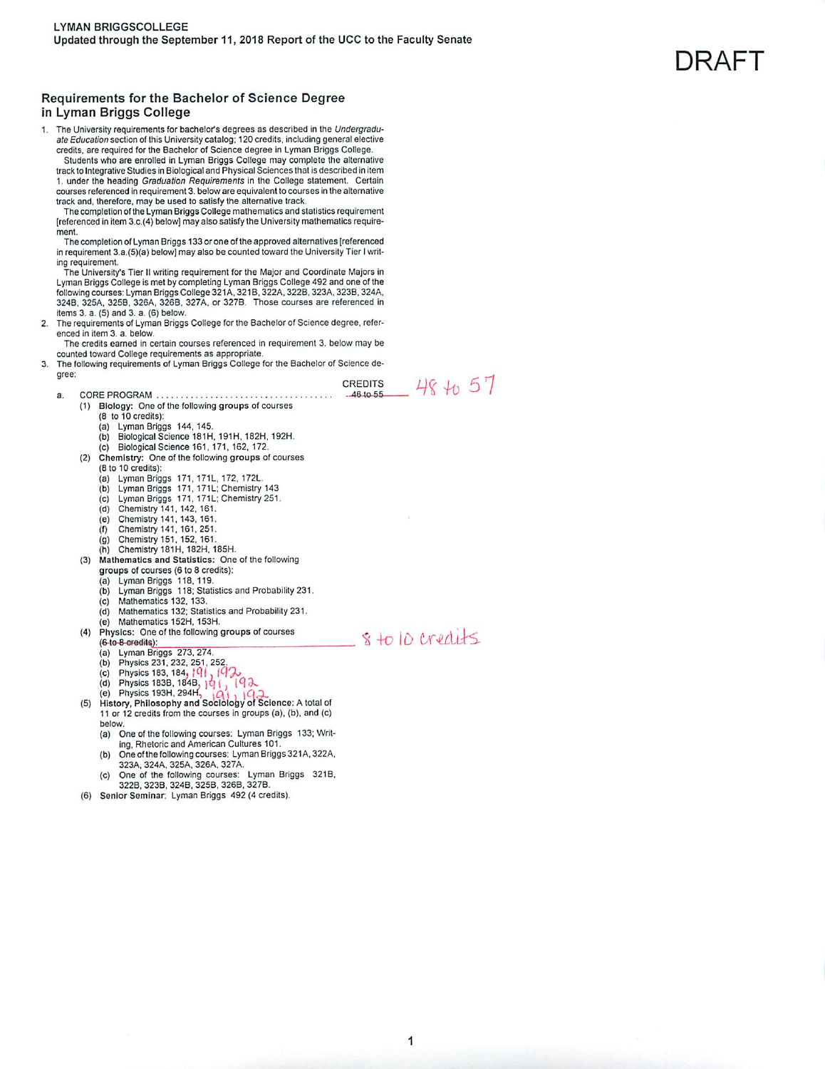LYMAN BRIGGSCOLLEGE
Updated through the September 11, 2018 Report of the UCC to the Faculty Senate

DRAFT

## Requirements for the Bachelor of Science Degree in Lyman Briggs College

1. The University requirements for bachelor's degrees as described in the *Undergraduate Education* section of this University catalog; 120 credits, including general elective credits, are required for the Bachelor of Science degree in Lyman Briggs College.

   Students who are enrolled in Lyman Briggs College may complete the alternative track to Integrative Studies in Biological and Physical Sciences that is described in item 1. under the heading *Graduation Requirements* in the College statement. Certain courses referenced in requirement 3. below are equivalent to courses in the alternative track and, therefore, may be used to satisfy the alternative track.

   The completion of the Lyman Briggs College mathematics and statistics requirement [referenced in item 3.c.(4) below] may also satisfy the University mathematics requirement.

   The completion of Lyman Briggs 133 or one of the approved alternatives [referenced in requirement 3.a.(5)(a) below] may also be counted toward the University Tier I writing requirement.

   The University's Tier II writing requirement for the Major and Coordinate Majors in Lyman Briggs College is met by completing Lyman Briggs College 492 and one of the following courses: Lyman Briggs College 321A, 321B, 322A, 322B, 323A, 323B, 324A, 324B, 325A, 325B, 326A, 326B, 327A, or 327B. Those courses are referenced in items 3. a. (5) and 3. a. (6) below.

2. The requirements of Lyman Briggs College for the Bachelor of Science degree, referenced in item 3. a. below.

   The credits earned in certain courses referenced in requirement 3. below may be counted toward College requirements as appropriate.

3. The following requirements of Lyman Briggs College for the Bachelor of Science degree:

| | CREDITS |
|---|---|
| a. CORE PROGRAM ........................................ | ~~46 to 55~~ 48 to 57 |

   (1) **Biology:** One of the following **groups** of courses (8 to 10 credits):
      - (a) Lyman Briggs 144, 145.
      - (b) Biological Science 181H, 191H, 182H, 192H.
      - (c) Biological Science 161, 171, 162, 172.

   (2) **Chemistry:** One of the following **groups** of courses (8 to 10 credits):
      - (a) Lyman Briggs 171, 171L, 172, 172L.
      - (b) Lyman Briggs 171, 171L; Chemistry 143
      - (c) Lyman Briggs 171, 171L; Chemistry 251.
      - (d) Chemistry 141, 142, 161.
      - (e) Chemistry 141, 143, 161.
      - (f) Chemistry 141, 161, 251.
      - (g) Chemistry 151, 152, 161.
      - (h) Chemistry 181H, 182H, 185H.

   (3) **Mathematics and Statistics:** One of the following **groups** of courses (6 to 8 credits):
      - (a) Lyman Briggs 118, 119.
      - (b) Lyman Briggs 118; Statistics and Probability 231.
      - (c) Mathematics 132, 133.
      - (d) Mathematics 132; Statistics and Probability 231.
      - (e) Mathematics 152H, 153H.

   (4) **Physics:** One of the following **groups** of courses ~~(6 to 8 credits)~~: 8 to 10 credits
      - (a) Lyman Briggs 273, 274.
      - (b) Physics 231, 232, 251, 252.
      - (c) Physics 183, 184, 191, 192
      - (d) Physics 183B, 184B, 191, 192
      - (e) Physics 193H, 294H, 191, 192

   (5) **History, Philosophy and Sociology of Science:** A total of 11 or 12 credits from the courses in groups (a), (b), and (c) below.
      - (a) One of the following courses: Lyman Briggs 133; Writing, Rhetoric and American Cultures 101.
      - (b) One of the following courses: Lyman Briggs 321A, 322A, 323A, 324A, 325A, 326A, 327A.
      - (c) One of the following courses: Lyman Briggs 321B, 322B, 323B, 324B, 325B, 326B, 327B.

   (6) **Senior Seminar:** Lyman Briggs 492 (4 credits).